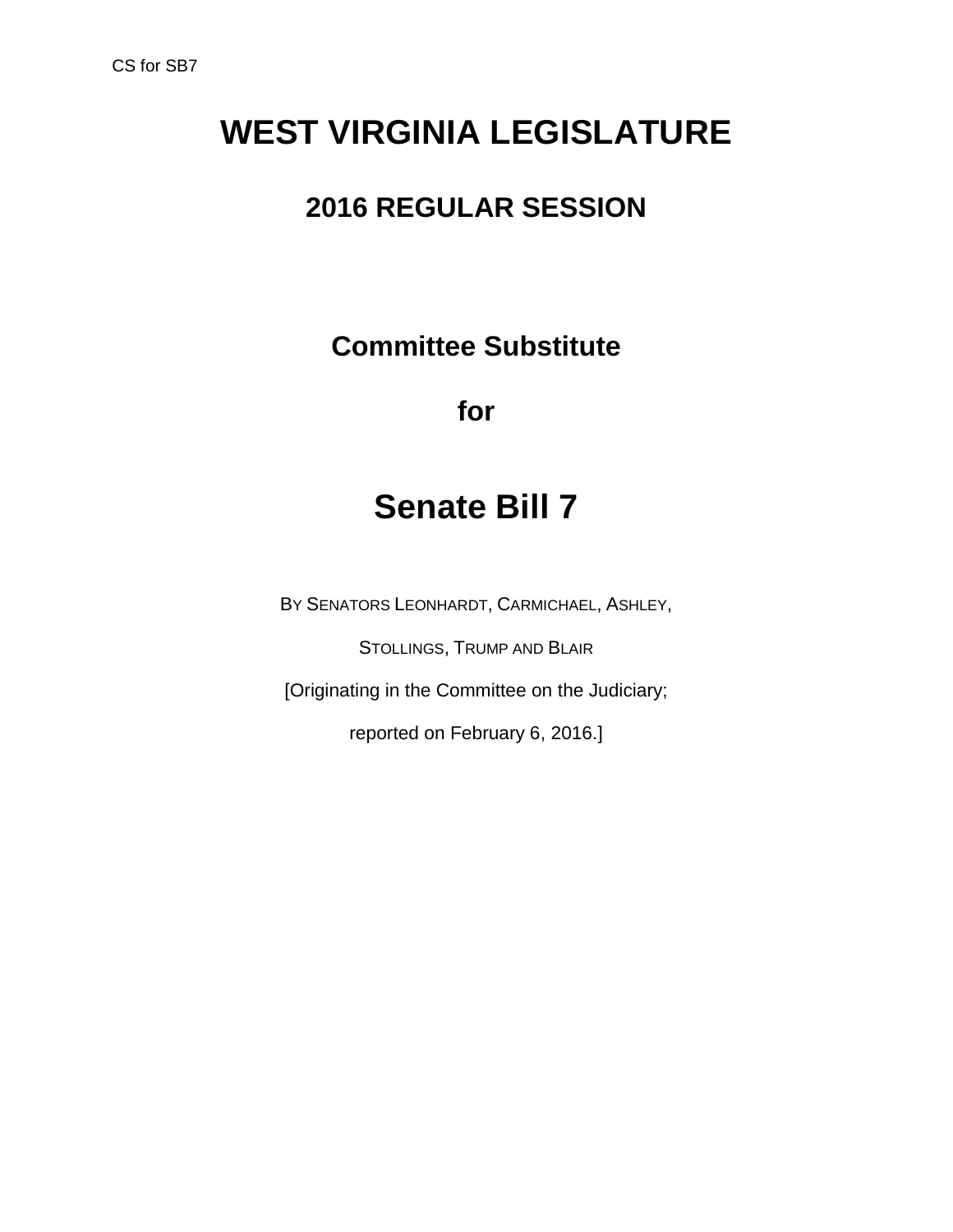# WEST VIRGINIA LEGISLATURE

## 2016 REGULAR SESSION

### Committee Substitute

### for

# Senate Bill 7

BY SENATORS LEONHARDT, CARMICHAEL, ASHLEY,

STOLLINGS, TRUMP AND BLAIR

[Originating in the Committee on the Judiciary;

reported on February 6, 2016.]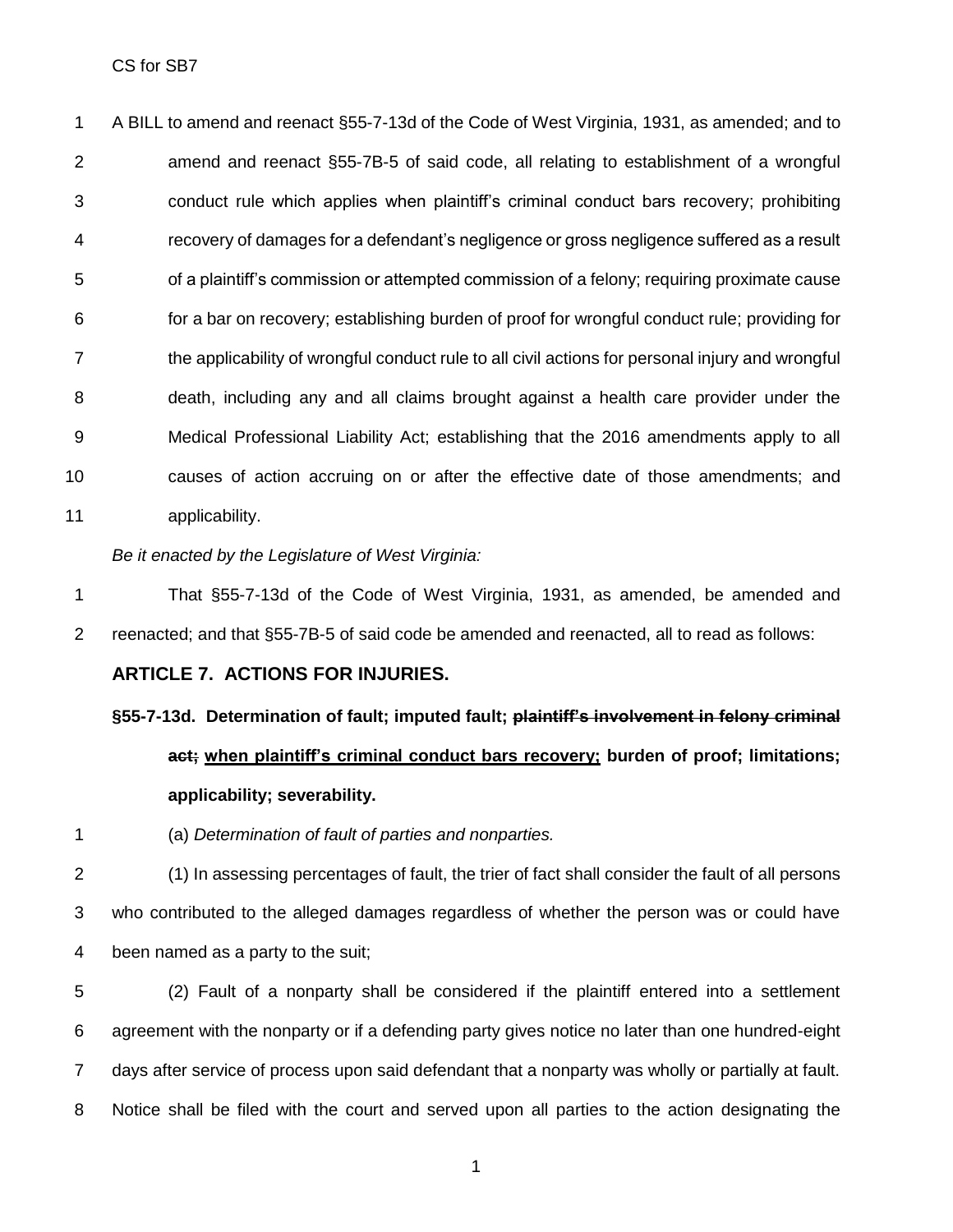A BILL to amend and reenact §55-7-13d of the Code of West Virginia, 1931, as amended; and to amend and reenact §55-7B-5 of said code, all relating to establishment of a wrongful conduct rule which applies when plaintiff's criminal conduct bars recovery; prohibiting recovery of damages for a defendant's negligence or gross negligence suffered as a result of a plaintiff's commission or attempted commission of a felony; requiring proximate cause for a bar on recovery; establishing burden of proof for wrongful conduct rule; providing for the applicability of wrongful conduct rule to all civil actions for personal injury and wrongful death, including any and all claims brought against a health care provider under the Medical Professional Liability Act; establishing that the 2016 amendments apply to all causes of action accruing on or after the effective date of those amendments; and applicability.

*Be it enacted by the Legislature of West Virginia:*

That §55-7-13d of the Code of West Virginia, 1931, as amended, be amended and reenacted; and that §55-7B-5 of said code be amended and reenacted, all to read as follows:

## ARTICLE 7. ACTIONS FOR INJURIES.

### §55-7-13d. Determination of fault; imputed fault; ~~plaintiff's involvement in felony criminal act;~~ <u>when plaintiff's criminal conduct bars recovery;</u> burden of proof; limitations; applicability; severability.

(a) *Determination of fault of parties and nonparties.*

(1) In assessing percentages of fault, the trier of fact shall consider the fault of all persons who contributed to the alleged damages regardless of whether the person was or could have been named as a party to the suit;

(2) Fault of a nonparty shall be considered if the plaintiff entered into a settlement agreement with the nonparty or if a defending party gives notice no later than one hundred-eight days after service of process upon said defendant that a nonparty was wholly or partially at fault. Notice shall be filed with the court and served upon all parties to the action designating the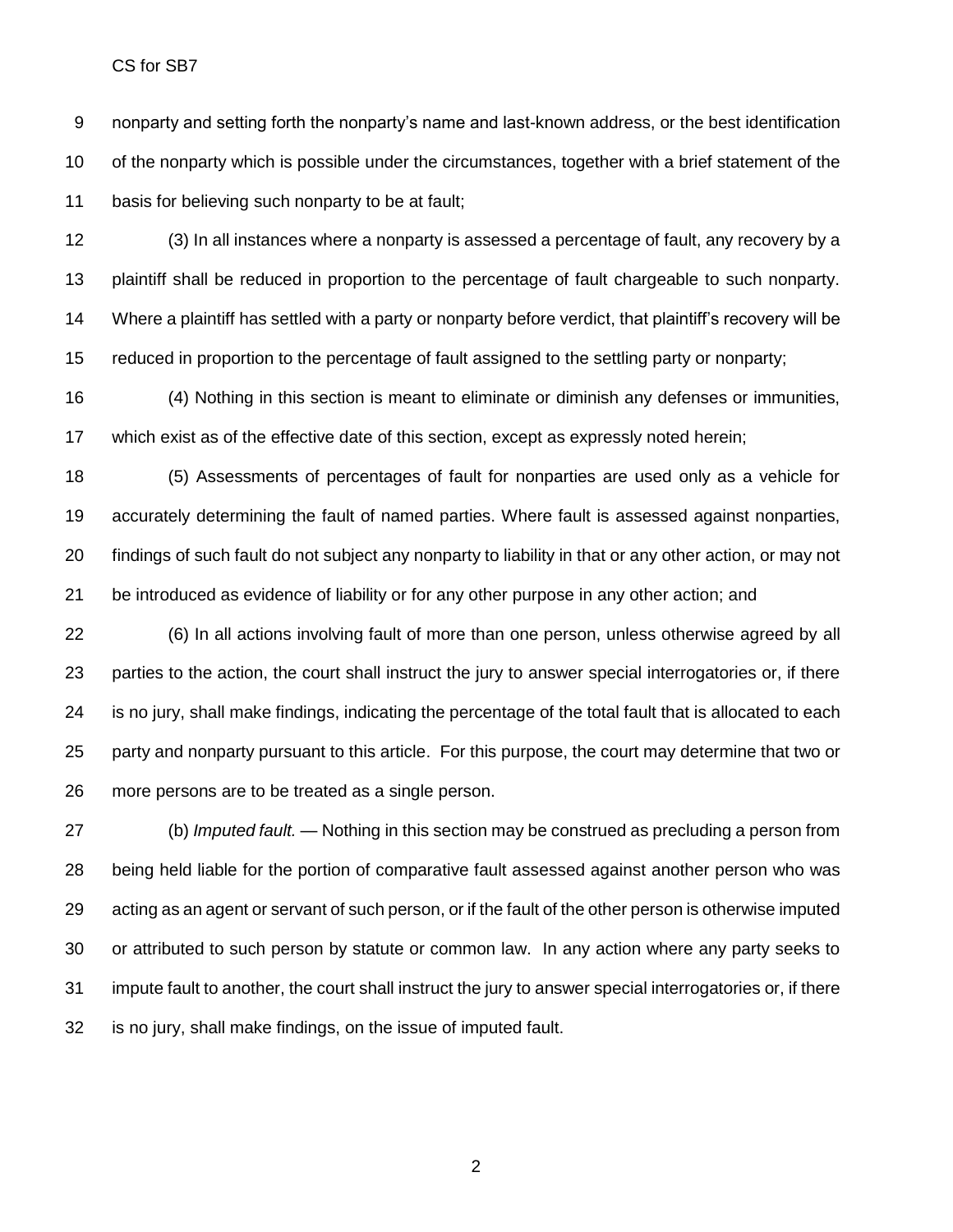nonparty and setting forth the nonparty's name and last-known address, or the best identification of the nonparty which is possible under the circumstances, together with a brief statement of the basis for believing such nonparty to be at fault;

(3) In all instances where a nonparty is assessed a percentage of fault, any recovery by a plaintiff shall be reduced in proportion to the percentage of fault chargeable to such nonparty. Where a plaintiff has settled with a party or nonparty before verdict, that plaintiff's recovery will be reduced in proportion to the percentage of fault assigned to the settling party or nonparty;

(4) Nothing in this section is meant to eliminate or diminish any defenses or immunities, which exist as of the effective date of this section, except as expressly noted herein;

(5) Assessments of percentages of fault for nonparties are used only as a vehicle for accurately determining the fault of named parties. Where fault is assessed against nonparties, findings of such fault do not subject any nonparty to liability in that or any other action, or may not be introduced as evidence of liability or for any other purpose in any other action; and

(6) In all actions involving fault of more than one person, unless otherwise agreed by all parties to the action, the court shall instruct the jury to answer special interrogatories or, if there is no jury, shall make findings, indicating the percentage of the total fault that is allocated to each party and nonparty pursuant to this article. For this purpose, the court may determine that two or more persons are to be treated as a single person.

(b) *Imputed fault.* — Nothing in this section may be construed as precluding a person from being held liable for the portion of comparative fault assessed against another person who was acting as an agent or servant of such person, or if the fault of the other person is otherwise imputed or attributed to such person by statute or common law. In any action where any party seeks to impute fault to another, the court shall instruct the jury to answer special interrogatories or, if there is no jury, shall make findings, on the issue of imputed fault.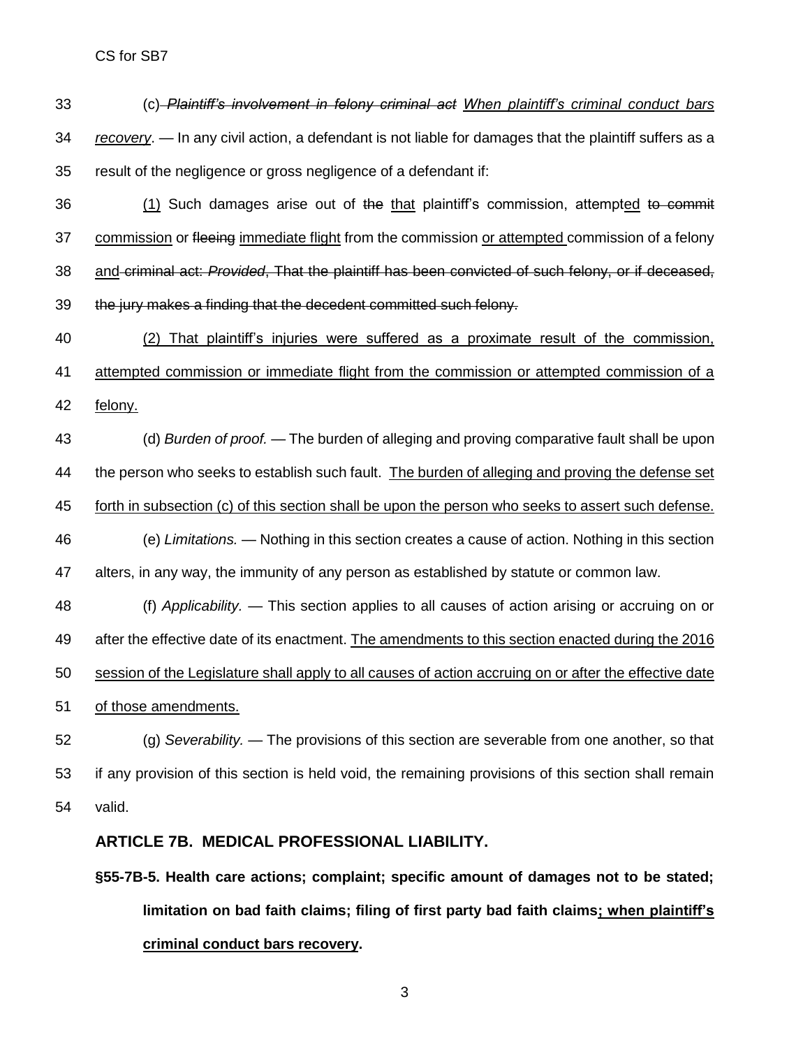(c) ~~*Plaintiff's involvement in felony criminal act*~~ <u>*When plaintiff's criminal conduct bars recovery*</u>. — In any civil action, a defendant is not liable for damages that the plaintiff suffers as a result of the negligence or gross negligence of a defendant if:

<u>(1)</u> Such damages arise out of ~~the~~ <u>that</u> plaintiff's commission, attempt<u>ed</u> ~~to commit~~ <u>commission</u> or ~~fleeing~~ <u>immediate flight</u> from the commission <u>or attempted</u> commission of a felony <u>and</u> ~~criminal act: *Provided*, That the plaintiff has been convicted of such felony, or if deceased, the jury makes a finding that the decedent committed such felony.~~

<u>(2) That plaintiff's injuries were suffered as a proximate result of the commission, attempted commission or immediate flight from the commission or attempted commission of a felony.</u>

(d) *Burden of proof.* — The burden of alleging and proving comparative fault shall be upon the person who seeks to establish such fault. <u>The burden of alleging and proving the defense set forth in subsection (c) of this section shall be upon the person who seeks to assert such defense.</u>

(e) *Limitations.* — Nothing in this section creates a cause of action. Nothing in this section alters, in any way, the immunity of any person as established by statute or common law.

(f) *Applicability.* — This section applies to all causes of action arising or accruing on or after the effective date of its enactment. <u>The amendments to this section enacted during the 2016 session of the Legislature shall apply to all causes of action accruing on or after the effective date of those amendments.</u>

(g) *Severability.* — The provisions of this section are severable from one another, so that if any provision of this section is held void, the remaining provisions of this section shall remain valid.

## ARTICLE 7B. MEDICAL PROFESSIONAL LIABILITY.

### §55-7B-5. Health care actions; complaint; specific amount of damages not to be stated; limitation on bad faith claims; filing of first party bad faith claims<u>; when plaintiff's criminal conduct bars recovery</u>.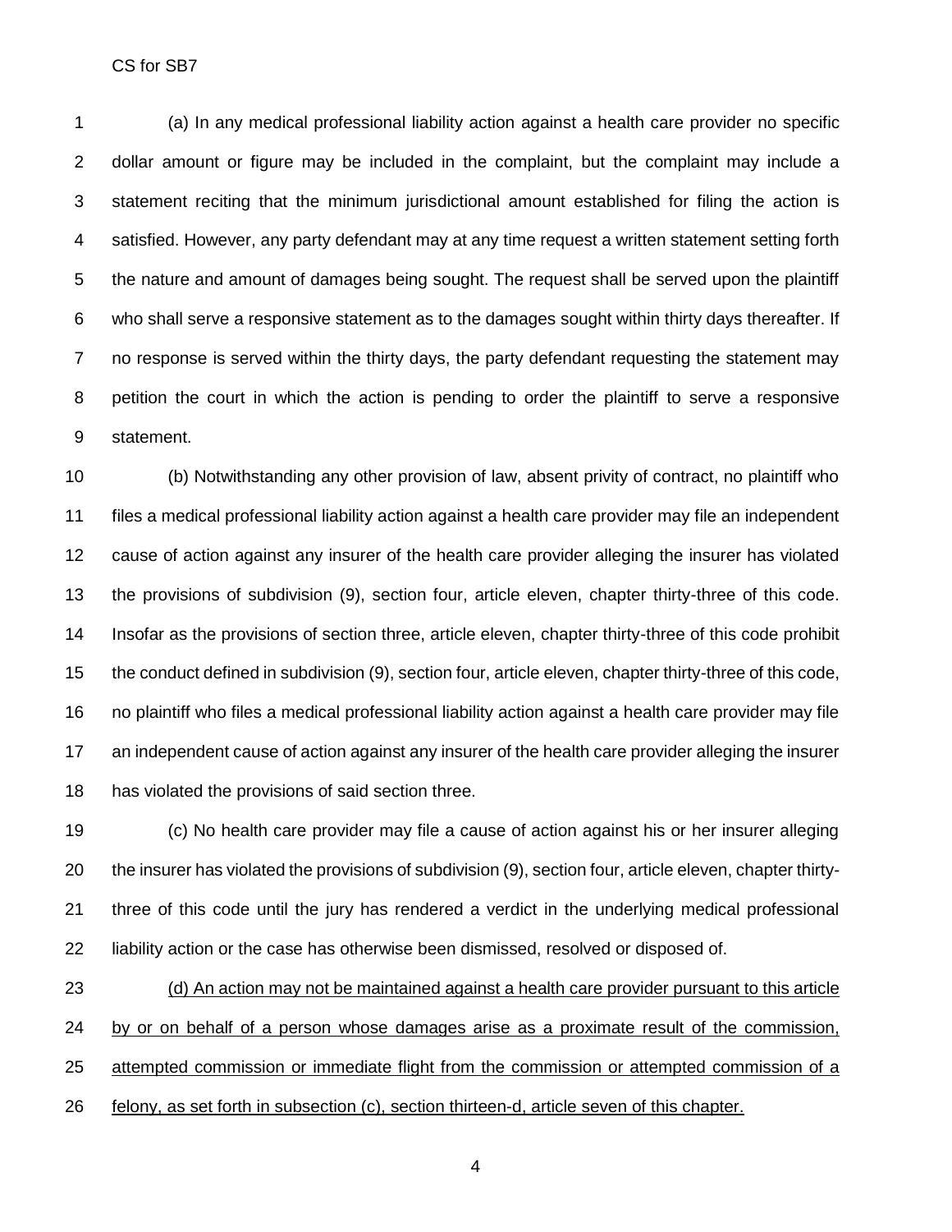(a) In any medical professional liability action against a health care provider no specific dollar amount or figure may be included in the complaint, but the complaint may include a statement reciting that the minimum jurisdictional amount established for filing the action is satisfied. However, any party defendant may at any time request a written statement setting forth the nature and amount of damages being sought. The request shall be served upon the plaintiff who shall serve a responsive statement as to the damages sought within thirty days thereafter. If no response is served within the thirty days, the party defendant requesting the statement may petition the court in which the action is pending to order the plaintiff to serve a responsive statement.

(b) Notwithstanding any other provision of law, absent privity of contract, no plaintiff who files a medical professional liability action against a health care provider may file an independent cause of action against any insurer of the health care provider alleging the insurer has violated the provisions of subdivision (9), section four, article eleven, chapter thirty-three of this code. Insofar as the provisions of section three, article eleven, chapter thirty-three of this code prohibit the conduct defined in subdivision (9), section four, article eleven, chapter thirty-three of this code, no plaintiff who files a medical professional liability action against a health care provider may file an independent cause of action against any insurer of the health care provider alleging the insurer has violated the provisions of said section three.

(c) No health care provider may file a cause of action against his or her insurer alleging the insurer has violated the provisions of subdivision (9), section four, article eleven, chapter thirty-three of this code until the jury has rendered a verdict in the underlying medical professional liability action or the case has otherwise been dismissed, resolved or disposed of.

<u>(d) An action may not be maintained against a health care provider pursuant to this article by or on behalf of a person whose damages arise as a proximate result of the commission, attempted commission or immediate flight from the commission or attempted commission of a felony, as set forth in subsection (c), section thirteen-d, article seven of this chapter.</u>